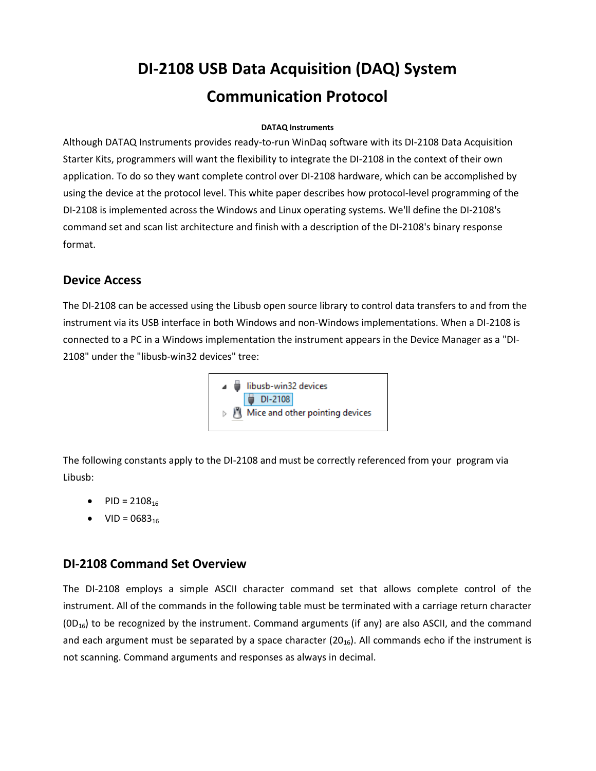# DI-2108 USB Data Acquisition (DAQ) System Communication Protocol

**DATAQ Instruments**

Although DATAQ Instruments provides ready-to-run WinDaq software with its DI-2108 Data Acquisition Starter Kits, programmers will want the flexibility to integrate the DI-2108 in the context of their own application. To do so they want complete control over DI-2108 hardware, which can be accomplished by using the device at the protocol level. This white paper describes how protocol-level programming of the DI-2108 is implemented across the Windows and Linux operating systems. We'll define the DI-2108's command set and scan list architecture and finish with a description of the DI-2108's binary response format.

## Device Access

The DI-2108 can be accessed using the Libusb open source library to control data transfers to and from the instrument via its USB interface in both Windows and non-Windows implementations. When a DI-2108 is connected to a PC in a Windows implementation the instrument appears in the Device Manager as a "DI-2108" under the "libusb-win32 devices" tree:

The following constants apply to the DI-2108 and must be correctly referenced from your program via Libusb:

- PID = $2108_{16}$
- VID = $0683_{16}$

## DI-2108 Command Set Overview

The DI-2108 employs a simple ASCII character command set that allows complete control of the instrument. All of the commands in the following table must be terminated with a carriage return character ($0D_{16}$) to be recognized by the instrument. Command arguments (if any) are also ASCII, and the command and each argument must be separated by a space character ($20_{16}$). All commands echo if the instrument is not scanning. Command arguments and responses as always in decimal.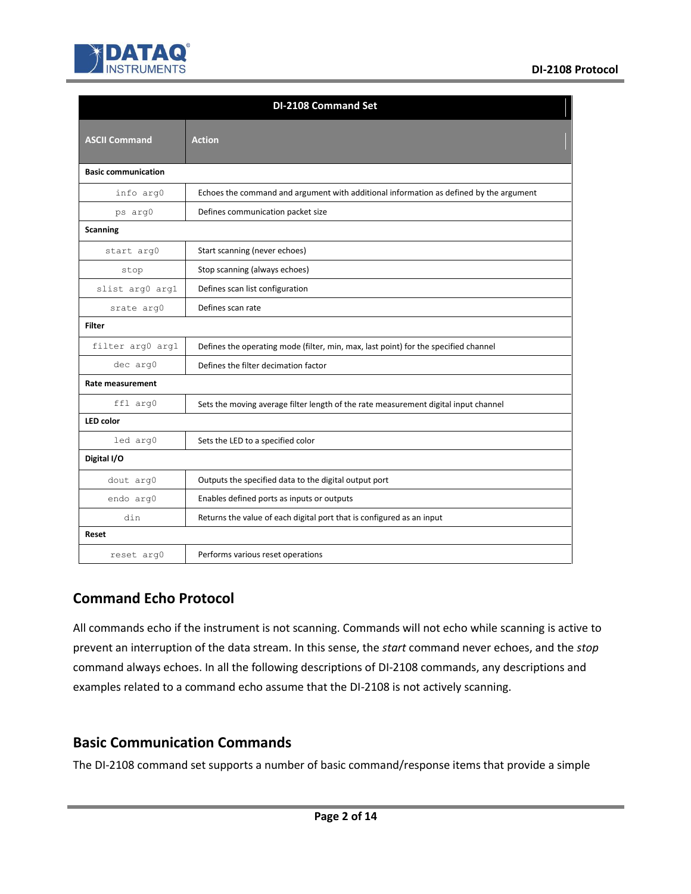| DI-2108 Command Set | |
|---|---|
| **ASCII Command** | **Action** |
| **Basic communication** | |
| `info arg0` | Echoes the command and argument with additional information as defined by the argument |
| `ps arg0` | Defines communication packet size |
| **Scanning** | |
| `start arg0` | Start scanning (never echoes) |
| `stop` | Stop scanning (always echoes) |
| `slist arg0 arg1` | Defines scan list configuration |
| `srate arg0` | Defines scan rate |
| **Filter** | |
| `filter arg0 arg1` | Defines the operating mode (filter, min, max, last point) for the specified channel |
| `dec arg0` | Defines the filter decimation factor |
| **Rate measurement** | |
| `ffl arg0` | Sets the moving average filter length of the rate measurement digital input channel |
| **LED color** | |
| `led arg0` | Sets the LED to a specified color |
| **Digital I/O** | |
| `dout arg0` | Outputs the specified data to the digital output port |
| `endo arg0` | Enables defined ports as inputs or outputs |
| `din` | Returns the value of each digital port that is configured as an input |
| **Reset** | |
| `reset arg0` | Performs various reset operations |

## Command Echo Protocol

All commands echo if the instrument is not scanning. Commands will not echo while scanning is active to prevent an interruption of the data stream. In this sense, the *start* command never echoes, and the *stop* command always echoes. In all the following descriptions of DI-2108 commands, any descriptions and examples related to a command echo assume that the DI-2108 is not actively scanning.

## Basic Communication Commands

The DI-2108 command set supports a number of basic command/response items that provide a simple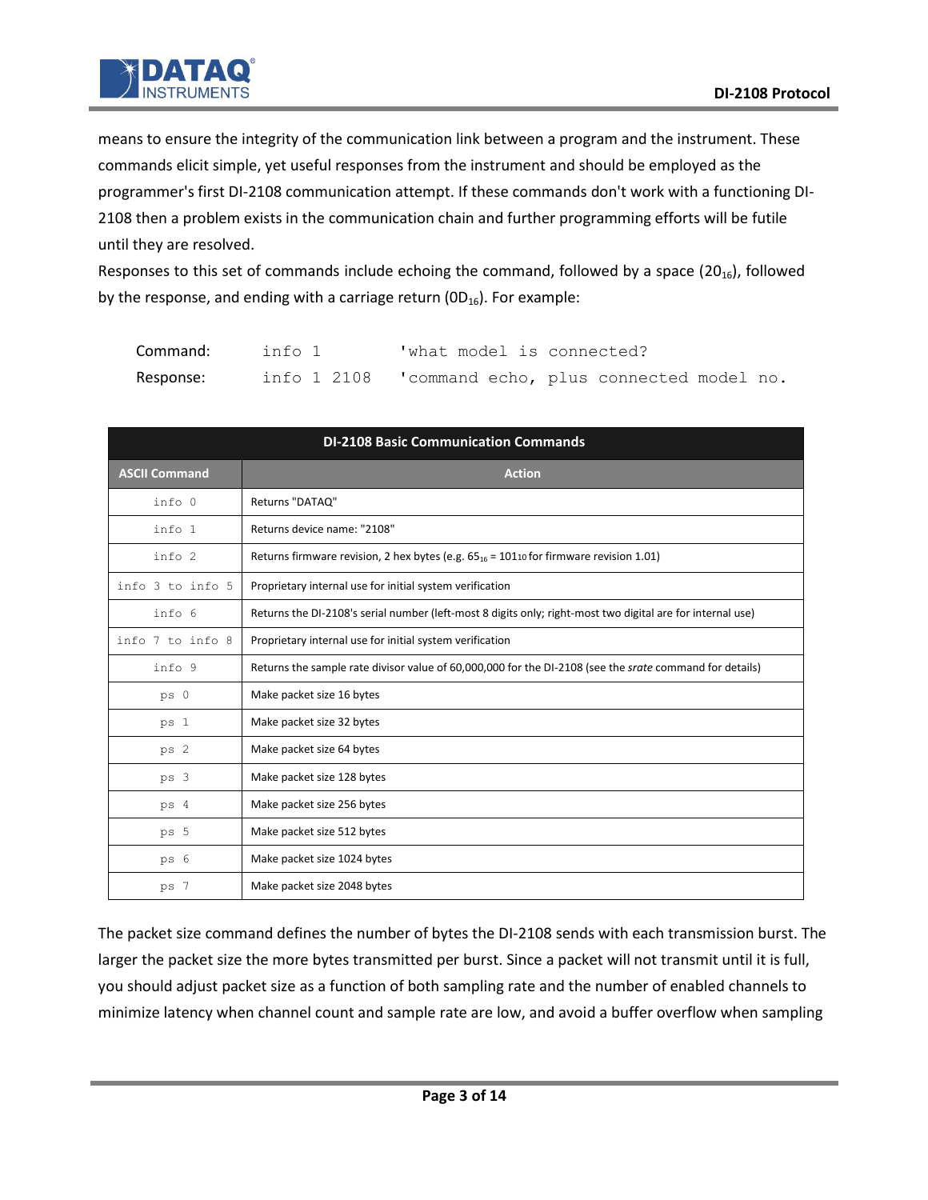means to ensure the integrity of the communication link between a program and the instrument. These commands elicit simple, yet useful responses from the instrument and should be employed as the programmer's first DI-2108 communication attempt. If these commands don't work with a functioning DI-2108 then a problem exists in the communication chain and further programming efforts will be futile until they are resolved.

Responses to this set of commands include echoing the command, followed by a space ($20_{16}$), followed by the response, and ending with a carriage return ($0D_{16}$). For example:

```
Command:     info 1         'what model is connected?
Response:    info 1 2108    'command echo, plus connected model no.
```

| DI-2108 Basic Communication Commands | |
|---|---|
| **ASCII Command** | **Action** |
| `info 0` | Returns "DATAQ" |
| `info 1` | Returns device name: "2108" |
| `info 2` | Returns firmware revision, 2 hex bytes (e.g. $65_{16} = 101_{10}$ for firmware revision 1.01) |
| `info 3 to info 5` | Proprietary internal use for initial system verification |
| `info 6` | Returns the DI-2108's serial number (left-most 8 digits only; right-most two digital are for internal use) |
| `info 7 to info 8` | Proprietary internal use for initial system verification |
| `info 9` | Returns the sample rate divisor value of 60,000,000 for the DI-2108 (see the *srate* command for details) |
| `ps 0` | Make packet size 16 bytes |
| `ps 1` | Make packet size 32 bytes |
| `ps 2` | Make packet size 64 bytes |
| `ps 3` | Make packet size 128 bytes |
| `ps 4` | Make packet size 256 bytes |
| `ps 5` | Make packet size 512 bytes |
| `ps 6` | Make packet size 1024 bytes |
| `ps 7` | Make packet size 2048 bytes |

The packet size command defines the number of bytes the DI-2108 sends with each transmission burst. The larger the packet size the more bytes transmitted per burst. Since a packet will not transmit until it is full, you should adjust packet size as a function of both sampling rate and the number of enabled channels to minimize latency when channel count and sample rate are low, and avoid a buffer overflow when sampling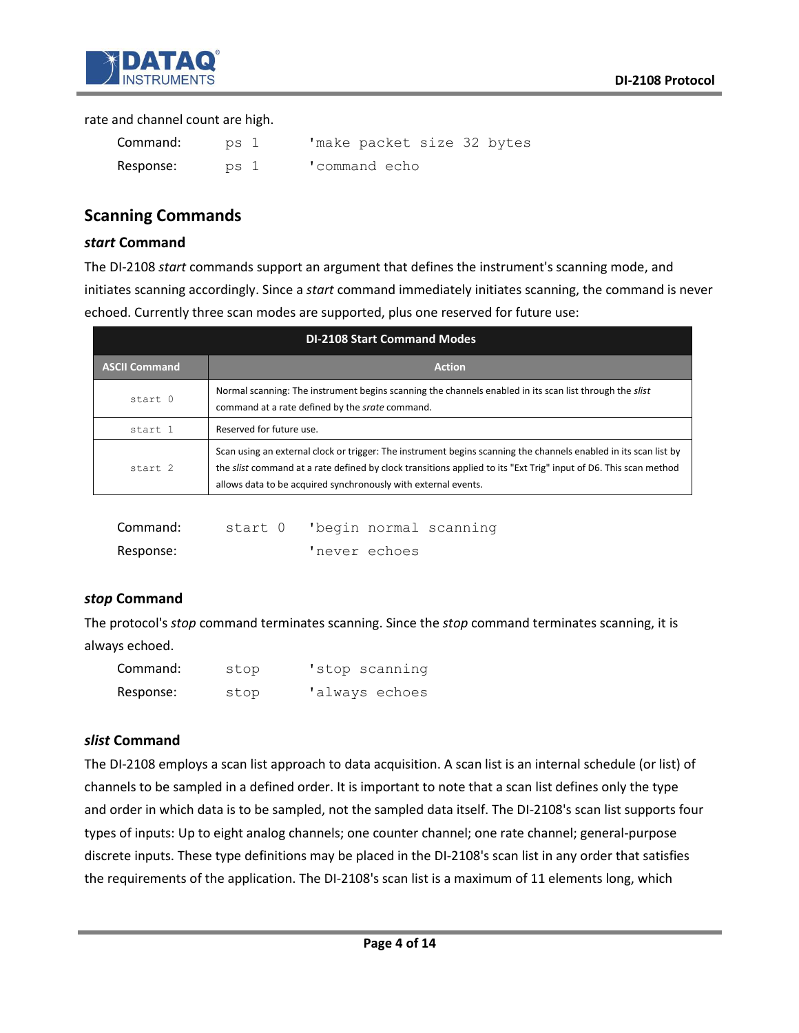rate and channel count are high.

```
Command:    ps 1     'make packet size 32 bytes
Response:   ps 1     'command echo
```

## Scanning Commands

### *start* Command

The DI-2108 *start* commands support an argument that defines the instrument's scanning mode, and initiates scanning accordingly. Since a *start* command immediately initiates scanning, the command is never echoed. Currently three scan modes are supported, plus one reserved for future use:

| DI-2108 Start Command Modes | |
|---|---|
| **ASCII Command** | **Action** |
| `start 0` | Normal scanning: The instrument begins scanning the channels enabled in its scan list through the *slist* command at a rate defined by the *srate* command. |
| `start 1` | Reserved for future use. |
| `start 2` | Scan using an external clock or trigger: The instrument begins scanning the channels enabled in its scan list by the *slist* command at a rate defined by clock transitions applied to its "Ext Trig" input of D6. This scan method allows data to be acquired synchronously with external events. |

```
Command:    start 0  'begin normal scanning
Response:            'never echoes
```

### *stop* Command

The protocol's *stop* command terminates scanning. Since the *stop* command terminates scanning, it is always echoed.

```
Command:    stop     'stop scanning
Response:   stop     'always echoes
```

### *slist* Command

The DI-2108 employs a scan list approach to data acquisition. A scan list is an internal schedule (or list) of channels to be sampled in a defined order. It is important to note that a scan list defines only the type and order in which data is to be sampled, not the sampled data itself. The DI-2108's scan list supports four types of inputs: Up to eight analog channels; one counter channel; one rate channel; general-purpose discrete inputs. These type definitions may be placed in the DI-2108's scan list in any order that satisfies the requirements of the application. The DI-2108's scan list is a maximum of 11 elements long, which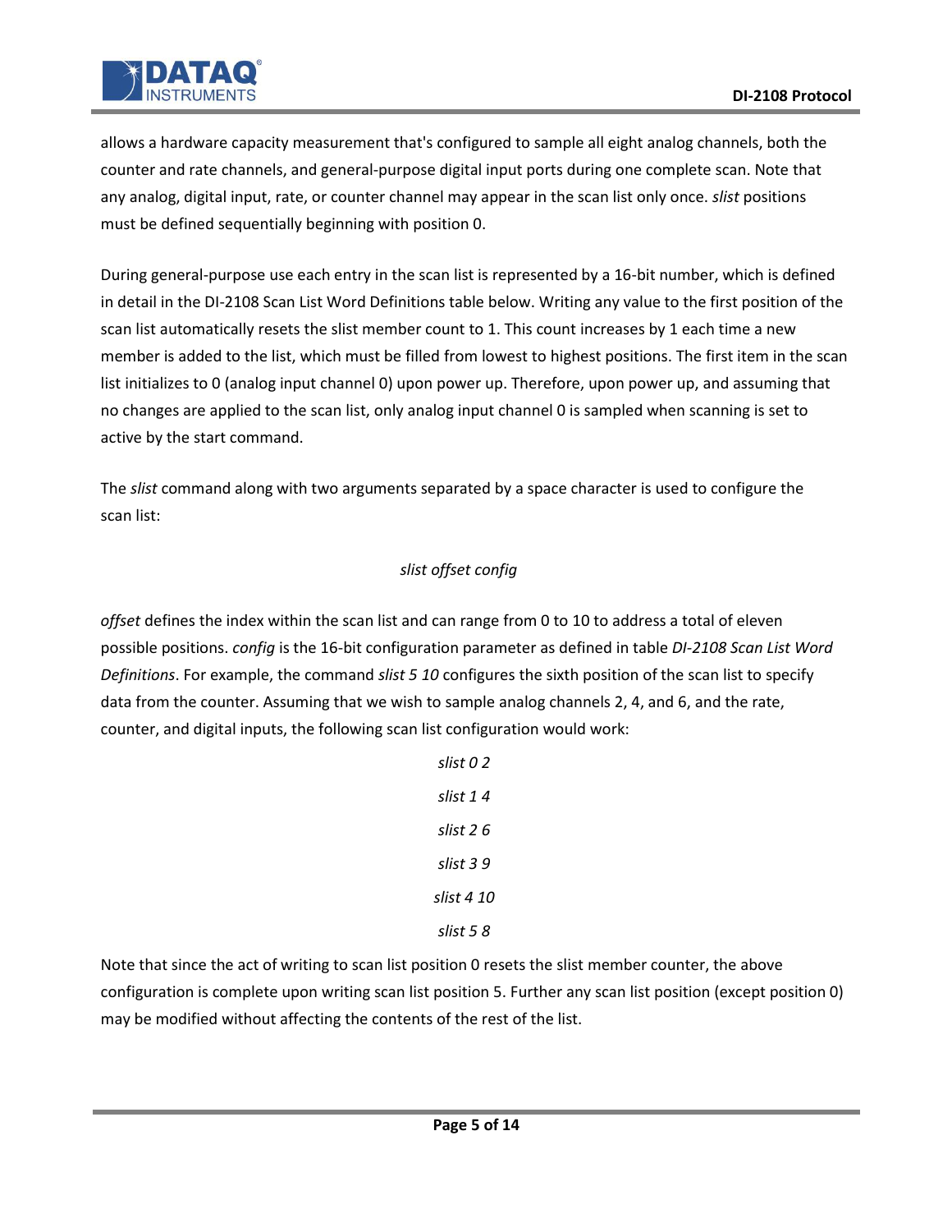allows a hardware capacity measurement that's configured to sample all eight analog channels, both the counter and rate channels, and general-purpose digital input ports during one complete scan. Note that any analog, digital input, rate, or counter channel may appear in the scan list only once. *slist* positions must be defined sequentially beginning with position 0.

During general-purpose use each entry in the scan list is represented by a 16-bit number, which is defined in detail in the DI-2108 Scan List Word Definitions table below. Writing any value to the first position of the scan list automatically resets the slist member count to 1. This count increases by 1 each time a new member is added to the list, which must be filled from lowest to highest positions. The first item in the scan list initializes to 0 (analog input channel 0) upon power up. Therefore, upon power up, and assuming that no changes are applied to the scan list, only analog input channel 0 is sampled when scanning is set to active by the start command.

The *slist* command along with two arguments separated by a space character is used to configure the scan list:

*slist offset config*

*offset* defines the index within the scan list and can range from 0 to 10 to address a total of eleven possible positions. *config* is the 16-bit configuration parameter as defined in table *DI-2108 Scan List Word Definitions*. For example, the command *slist 5 10* configures the sixth position of the scan list to specify data from the counter. Assuming that we wish to sample analog channels 2, 4, and 6, and the rate, counter, and digital inputs, the following scan list configuration would work:

*slist 0 2*

*slist 1 4*

*slist 2 6*

*slist 3 9*

*slist 4 10*

*slist 5 8*

Note that since the act of writing to scan list position 0 resets the slist member counter, the above configuration is complete upon writing scan list position 5. Further any scan list position (except position 0) may be modified without affecting the contents of the rest of the list.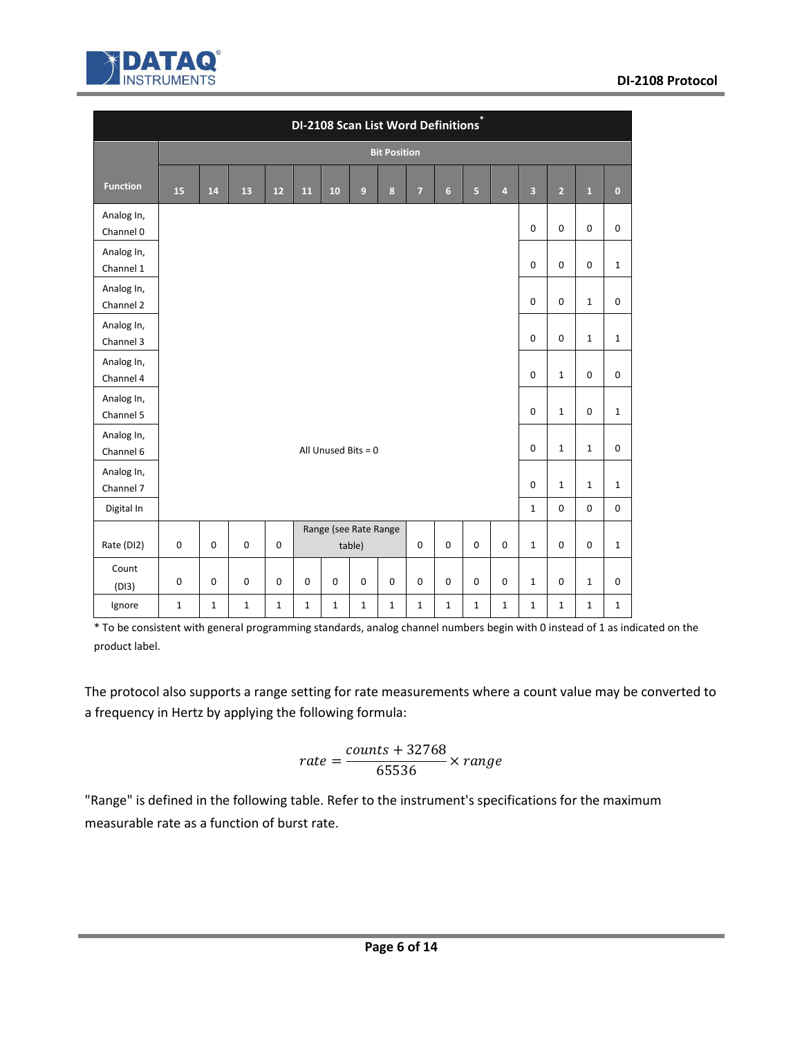| DI-2108 Scan List Word Definitions* | | | | | | | | | | | | | | | | |
|---|---|---|---|---|---|---|---|---|---|---|---|---|---|---|---|---|
| | Bit Position | | | | | | | | | | | | | | | |
| Function | 15 | 14 | 13 | 12 | 11 | 10 | 9 | 8 | 7 | 6 | 5 | 4 | 3 | 2 | 1 | 0 |
| Analog In, Channel 0 | All Unused Bits = 0 | | | | | | | | | | | | 0 | 0 | 0 | 0 |
| Analog In, Channel 1 | | | | | | | | | | | | | 0 | 0 | 0 | 1 |
| Analog In, Channel 2 | | | | | | | | | | | | | 0 | 0 | 1 | 0 |
| Analog In, Channel 3 | | | | | | | | | | | | | 0 | 0 | 1 | 1 |
| Analog In, Channel 4 | | | | | | | | | | | | | 0 | 1 | 0 | 0 |
| Analog In, Channel 5 | | | | | | | | | | | | | 0 | 1 | 0 | 1 |
| Analog In, Channel 6 | | | | | | | | | | | | | 0 | 1 | 1 | 0 |
| Analog In, Channel 7 | | | | | | | | | | | | | 0 | 1 | 1 | 1 |
| Digital In | | | | | | | | | | | | | 1 | 0 | 0 | 0 |
| Rate (DI2) | 0 | 0 | 0 | 0 | Range (see Rate Range table) | | | | 0 | 0 | 0 | 0 | 1 | 0 | 0 | 1 |
| Count (DI3) | 0 | 0 | 0 | 0 | 0 | 0 | 0 | 0 | 0 | 0 | 0 | 0 | 1 | 0 | 1 | 0 |
| Ignore | 1 | 1 | 1 | 1 | 1 | 1 | 1 | 1 | 1 | 1 | 1 | 1 | 1 | 1 | 1 | 1 |

* To be consistent with general programming standards, analog channel numbers begin with 0 instead of 1 as indicated on the product label.

The protocol also supports a range setting for rate measurements where a count value may be converted to a frequency in Hertz by applying the following formula:

$$rate = \frac{counts + 32768}{65536} \times range$$

"Range" is defined in the following table. Refer to the instrument's specifications for the maximum measurable rate as a function of burst rate.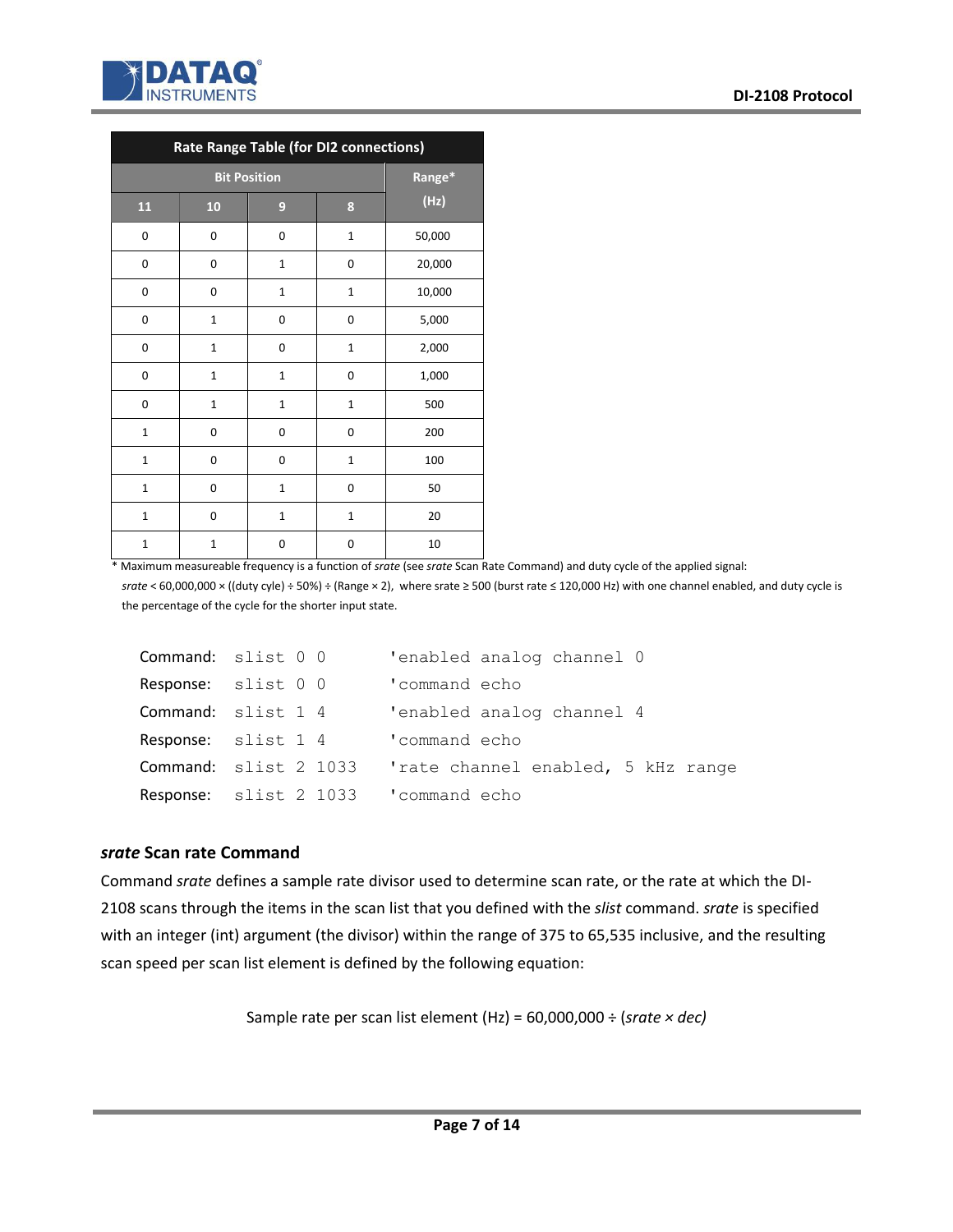| Rate Range Table (for DI2 connections) | | | | |
|---|---|---|---|---|
| Bit Position | | | | Range* (Hz) |
| 11 | 10 | 9 | 8 | |
| 0 | 0 | 0 | 1 | 50,000 |
| 0 | 0 | 1 | 0 | 20,000 |
| 0 | 0 | 1 | 1 | 10,000 |
| 0 | 1 | 0 | 0 | 5,000 |
| 0 | 1 | 0 | 1 | 2,000 |
| 0 | 1 | 1 | 0 | 1,000 |
| 0 | 1 | 1 | 1 | 500 |
| 1 | 0 | 0 | 0 | 200 |
| 1 | 0 | 0 | 1 | 100 |
| 1 | 0 | 1 | 0 | 50 |
| 1 | 0 | 1 | 1 | 20 |
| 1 | 1 | 0 | 0 | 10 |

\* Maximum measureable frequency is a function of *srate* (see *srate* Scan Rate Command) and duty cycle of the applied signal: *srate* < 60,000,000 × ((duty cyle) ÷ 50%) ÷ (Range × 2), where srate ≥ 500 (burst rate ≤ 120,000 Hz) with one channel enabled, and duty cycle is the percentage of the cycle for the shorter input state.

```
Command:   slist 0 0      'enabled analog channel 0
Response:  slist 0 0      'command echo
Command:   slist 1 4      'enabled analog channel 4
Response:  slist 1 4      'command echo
Command:   slist 2 1033   'rate channel enabled, 5 kHz range
Response:  slist 2 1033   'command echo
```

### *srate* Scan rate Command

Command *srate* defines a sample rate divisor used to determine scan rate, or the rate at which the DI-2108 scans through the items in the scan list that you defined with the *slist* command. *srate* is specified with an integer (int) argument (the divisor) within the range of 375 to 65,535 inclusive, and the resulting scan speed per scan list element is defined by the following equation:

$$\text{Sample rate per scan list element (Hz)} = 60{,}000{,}000 \div (srate \times dec)$$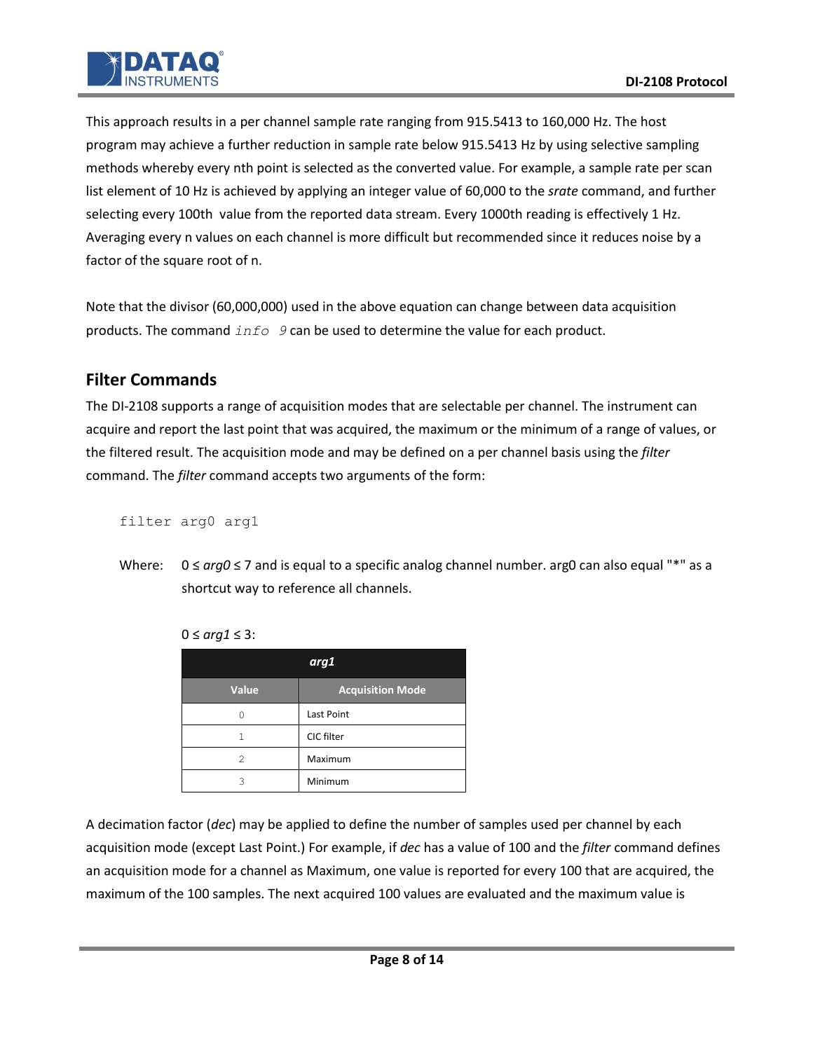This approach results in a per channel sample rate ranging from 915.5413 to 160,000 Hz. The host program may achieve a further reduction in sample rate below 915.5413 Hz by using selective sampling methods whereby every nth point is selected as the converted value. For example, a sample rate per scan list element of 10 Hz is achieved by applying an integer value of 60,000 to the *srate* command, and further selecting every 100th value from the reported data stream. Every 1000th reading is effectively 1 Hz. Averaging every n values on each channel is more difficult but recommended since it reduces noise by a factor of the square root of n.

Note that the divisor (60,000,000) used in the above equation can change between data acquisition products. The command `info 9` can be used to determine the value for each product.

## Filter Commands

The DI-2108 supports a range of acquisition modes that are selectable per channel. The instrument can acquire and report the last point that was acquired, the maximum or the minimum of a range of values, or the filtered result. The acquisition mode and may be defined on a per channel basis using the *filter* command. The *filter* command accepts two arguments of the form:

```
filter arg0 arg1
```

Where: $0 \leq arg0 \leq 7$ and is equal to a specific analog channel number. arg0 can also equal "*" as a shortcut way to reference all channels.

$0 \leq arg1 \leq 3$:

| ***arg1*** | |
|---|---|
| **Value** | **Acquisition Mode** |
| 0 | Last Point |
| 1 | CIC filter |
| 2 | Maximum |
| 3 | Minimum |

A decimation factor (*dec*) may be applied to define the number of samples used per channel by each acquisition mode (except Last Point.) For example, if *dec* has a value of 100 and the *filter* command defines an acquisition mode for a channel as Maximum, one value is reported for every 100 that are acquired, the maximum of the 100 samples. The next acquired 100 values are evaluated and the maximum value is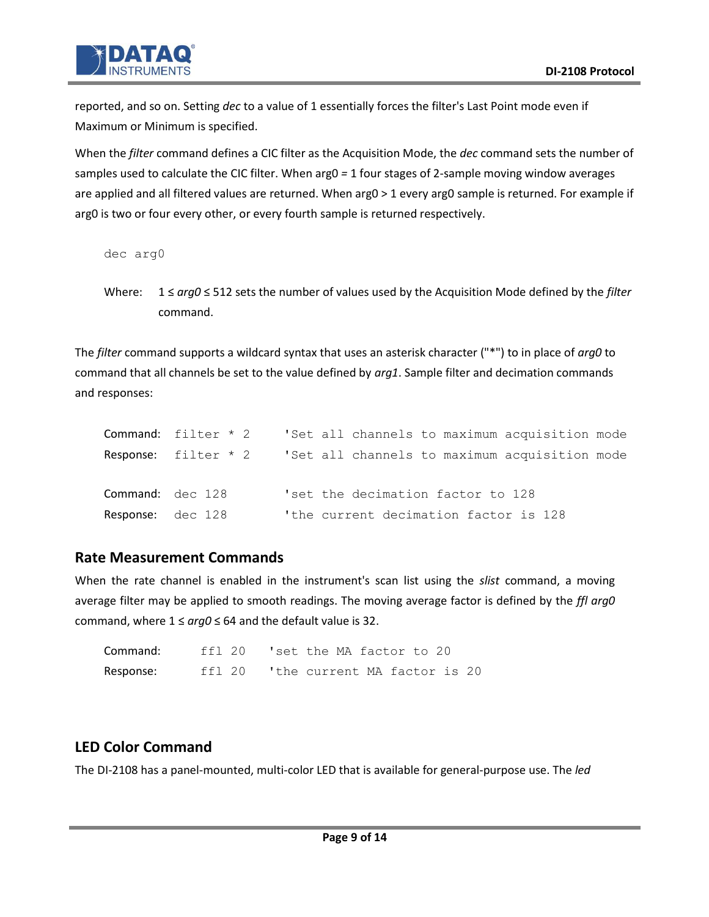reported, and so on. Setting *dec* to a value of 1 essentially forces the filter's Last Point mode even if Maximum or Minimum is specified.

When the *filter* command defines a CIC filter as the Acquisition Mode, the *dec* command sets the number of samples used to calculate the CIC filter. When arg0 = 1 four stages of 2-sample moving window averages are applied and all filtered values are returned. When arg0 > 1 every arg0 sample is returned. For example if arg0 is two or four every other, or every fourth sample is returned respectively.

```
dec arg0
```

Where: $1 \leq arg0 \leq 512$ sets the number of values used by the Acquisition Mode defined by the *filter* command.

The *filter* command supports a wildcard syntax that uses an asterisk character ("*") to in place of *arg0* to command that all channels be set to the value defined by *arg1*. Sample filter and decimation commands and responses:

```
Command:  filter * 2    'Set all channels to maximum acquisition mode
Response: filter * 2    'Set all channels to maximum acquisition mode

Command:  dec 128       'set the decimation factor to 128
Response: dec 128       'the current decimation factor is 128
```

## Rate Measurement Commands

When the rate channel is enabled in the instrument's scan list using the *slist* command, a moving average filter may be applied to smooth readings. The moving average factor is defined by the *ffl arg0* command, where $1 \leq arg0 \leq 64$ and the default value is 32.

```
Command:   ffl 20   'set the MA factor to 20
Response:  ffl 20   'the current MA factor is 20
```

## LED Color Command

The DI-2108 has a panel-mounted, multi-color LED that is available for general-purpose use. The *led*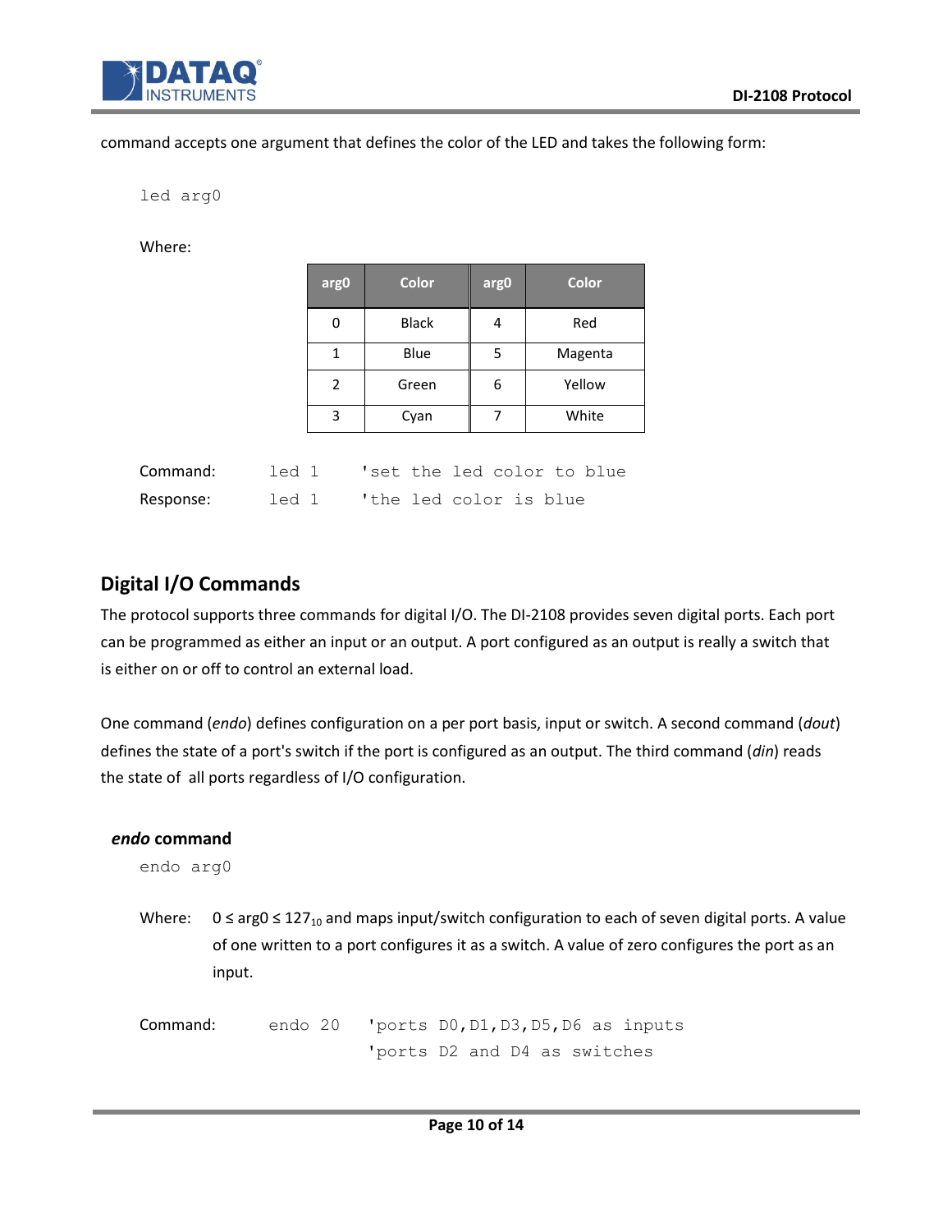command accepts one argument that defines the color of the LED and takes the following form:

```
led arg0
```

Where:

| arg0 | Color | arg0 | Color |
|---|---|---|---|
| 0 | Black | 4 | Red |
| 1 | Blue | 5 | Magenta |
| 2 | Green | 6 | Yellow |
| 3 | Cyan | 7 | White |

```
Command:    led 1    'set the led color to blue
Response:   led 1    'the led color is blue
```

## Digital I/O Commands

The protocol supports three commands for digital I/O. The DI-2108 provides seven digital ports. Each port can be programmed as either an input or an output. A port configured as an output is really a switch that is either on or off to control an external load.

One command (*endo*) defines configuration on a per port basis, input or switch. A second command (*dout*) defines the state of a port's switch if the port is configured as an output. The third command (*din*) reads the state of all ports regardless of I/O configuration.

### *endo* command

```
endo arg0
```

Where: $0 \leq \text{arg0} \leq 127_{10}$ and maps input/switch configuration to each of seven digital ports. A value of one written to a port configures it as a switch. A value of zero configures the port as an input.

```
Command:    endo 20    'ports D0,D1,D3,D5,D6 as inputs
                       'ports D2 and D4 as switches
```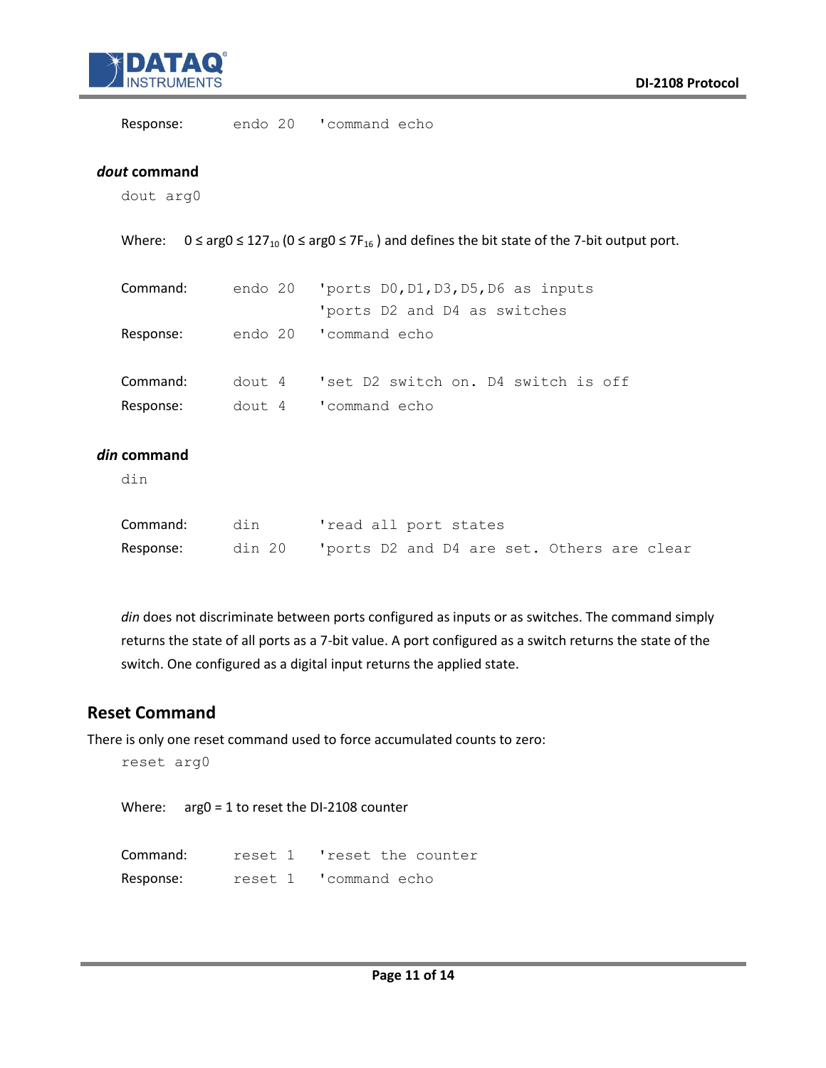Response:      endo 20   'command echo

### *dout* command

```
dout arg0
```

Where: $0 \le arg0 \le 127_{10}$ ($0 \le arg0 \le 7F_{16}$ ) and defines the bit state of the 7-bit output port.

```
Command:    endo 20    'ports D0,D1,D3,D5,D6 as inputs
                       'ports D2 and D4 as switches
Response:   endo 20    'command echo

Command:    dout 4     'set D2 switch on. D4 switch is off
Response:   dout 4     'command echo
```

### *din* command

```
din
```

```
Command:    din        'read all port states
Response:   din 20     'ports D2 and D4 are set. Others are clear
```

*din* does not discriminate between ports configured as inputs or as switches. The command simply returns the state of all ports as a 7-bit value. A port configured as a switch returns the state of the switch. One configured as a digital input returns the applied state.

## Reset Command

There is only one reset command used to force accumulated counts to zero:

```
reset arg0
```

Where: arg0 = 1 to reset the DI-2108 counter

```
Command:    reset 1    'reset the counter
Response:   reset 1    'command echo
```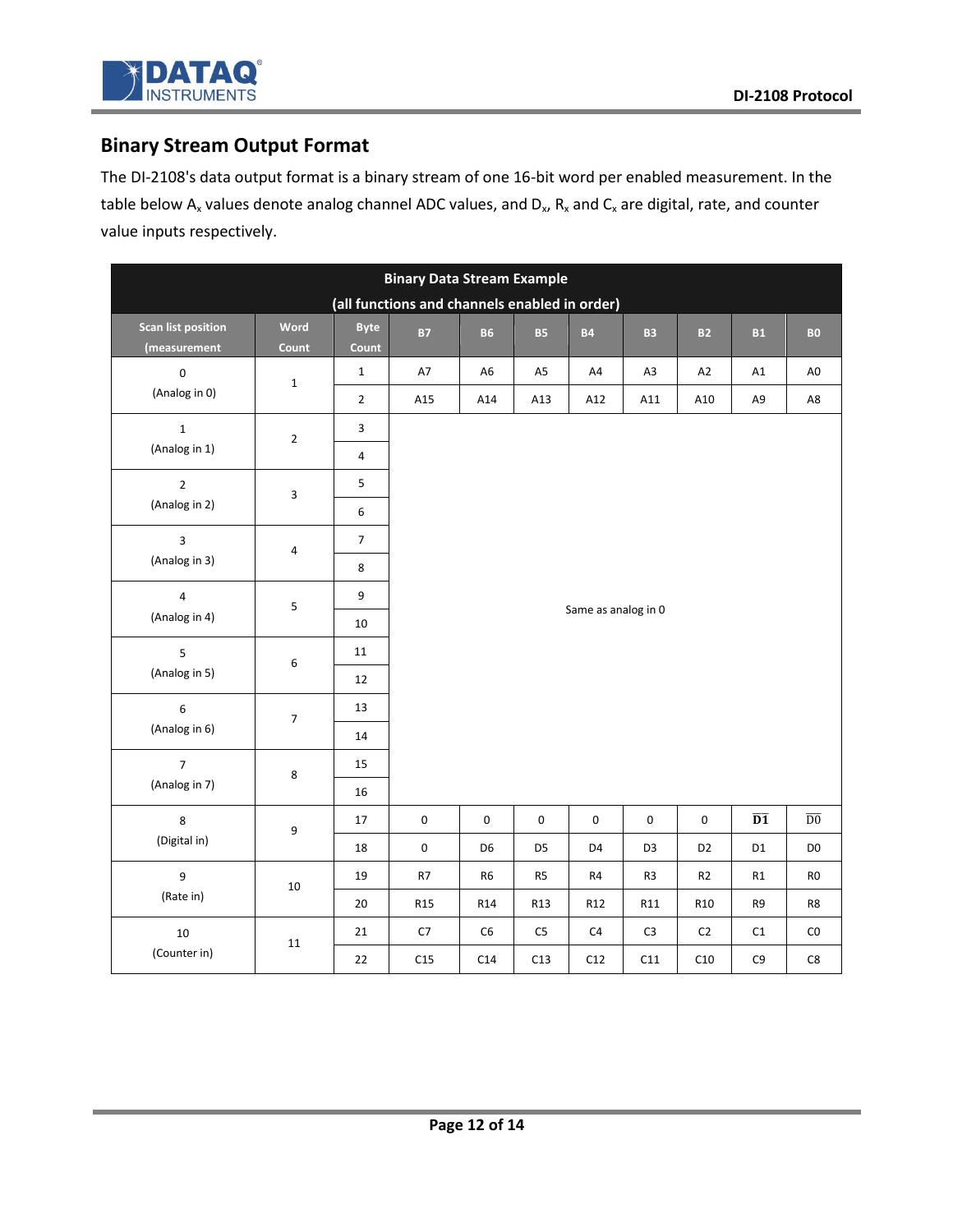## Binary Stream Output Format

The DI-2108's data output format is a binary stream of one 16-bit word per enabled measurement. In the table below $A_x$ values denote analog channel ADC values, and $D_x$, $R_x$ and $C_x$ are digital, rate, and counter value inputs respectively.

| Binary Data Stream Example (all functions and channels enabled in order) | | | | | | | | | | |
|---|---|---|---|---|---|---|---|---|---|---|
| Scan list position (measurement | Word Count | Byte Count | B7 | B6 | B5 | B4 | B3 | B2 | B1 | B0 |
| 0 (Analog in 0) | 1 | 1 | A7 | A6 | A5 | A4 | A3 | A2 | A1 | A0 |
| | | 2 | A15 | A14 | A13 | A12 | A11 | A10 | A9 | A8 |
| 1 (Analog in 1) | 2 | 3 | Same as analog in 0 | | | | | | | |
| | | 4 | | | | | | | | |
| 2 (Analog in 2) | 3 | 5 | | | | | | | | |
| | | 6 | | | | | | | | |
| 3 (Analog in 3) | 4 | 7 | | | | | | | | |
| | | 8 | | | | | | | | |
| 4 (Analog in 4) | 5 | 9 | | | | | | | | |
| | | 10 | | | | | | | | |
| 5 (Analog in 5) | 6 | 11 | | | | | | | | |
| | | 12 | | | | | | | | |
| 6 (Analog in 6) | 7 | 13 | | | | | | | | |
| | | 14 | | | | | | | | |
| 7 (Analog in 7) | 8 | 15 | | | | | | | | |
| | | 16 | | | | | | | | |
| 8 (Digital in) | 9 | 17 | 0 | 0 | 0 | 0 | 0 | 0 | $\overline{D1}$ | $\overline{D0}$ |
| | | 18 | 0 | D6 | D5 | D4 | D3 | D2 | D1 | D0 |
| 9 (Rate in) | 10 | 19 | R7 | R6 | R5 | R4 | R3 | R2 | R1 | R0 |
| | | 20 | R15 | R14 | R13 | R12 | R11 | R10 | R9 | R8 |
| 10 (Counter in) | 11 | 21 | C7 | C6 | C5 | C4 | C3 | C2 | C1 | C0 |
| | | 22 | C15 | C14 | C13 | C12 | C11 | C10 | C9 | C8 |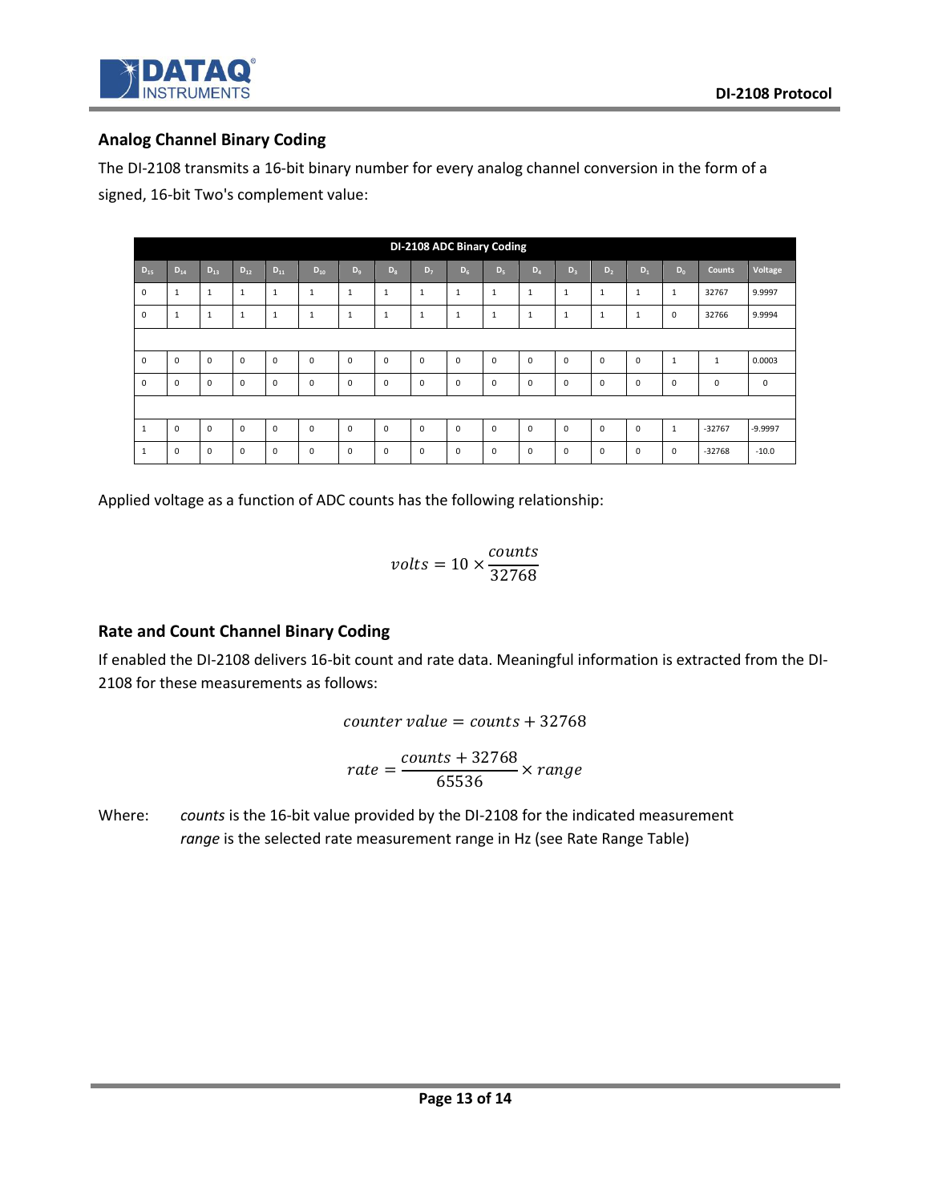## Analog Channel Binary Coding

The DI-2108 transmits a 16-bit binary number for every analog channel conversion in the form of a signed, 16-bit Two's complement value:

| DI-2108 ADC Binary Coding | | | | | | | | | | | | | | | | | |
|---|---|---|---|---|---|---|---|---|---|---|---|---|---|---|---|---|---|
| $D_{15}$ | $D_{14}$ | $D_{13}$ | $D_{12}$ | $D_{11}$ | $D_{10}$ | $D_9$ | $D_8$ | $D_7$ | $D_6$ | $D_5$ | $D_4$ | $D_3$ | $D_2$ | $D_1$ | $D_0$ | Counts | Voltage |
| 0 | 1 | 1 | 1 | 1 | 1 | 1 | 1 | 1 | 1 | 1 | 1 | 1 | 1 | 1 | 1 | 32767 | 9.9997 |
| 0 | 1 | 1 | 1 | 1 | 1 | 1 | 1 | 1 | 1 | 1 | 1 | 1 | 1 | 1 | 0 | 32766 | 9.9994 |
| | | | | | | | | | | | | | | | | | |
| 0 | 0 | 0 | 0 | 0 | 0 | 0 | 0 | 0 | 0 | 0 | 0 | 0 | 0 | 0 | 1 | 1 | 0.0003 |
| 0 | 0 | 0 | 0 | 0 | 0 | 0 | 0 | 0 | 0 | 0 | 0 | 0 | 0 | 0 | 0 | 0 | 0 |
| | | | | | | | | | | | | | | | | | |
| 1 | 0 | 0 | 0 | 0 | 0 | 0 | 0 | 0 | 0 | 0 | 0 | 0 | 0 | 0 | 1 | -32767 | -9.9997 |
| 1 | 0 | 0 | 0 | 0 | 0 | 0 | 0 | 0 | 0 | 0 | 0 | 0 | 0 | 0 | 0 | -32768 | -10.0 |

Applied voltage as a function of ADC counts has the following relationship:

$$volts = 10 \times \frac{counts}{32768}$$

## Rate and Count Channel Binary Coding

If enabled the DI-2108 delivers 16-bit count and rate data. Meaningful information is extracted from the DI-2108 for these measurements as follows:

$$counter\ value = counts + 32768$$

$$rate = \frac{counts + 32768}{65536} \times range$$

Where: *counts* is the 16-bit value provided by the DI-2108 for the indicated measurement
*range* is the selected rate measurement range in Hz (see Rate Range Table)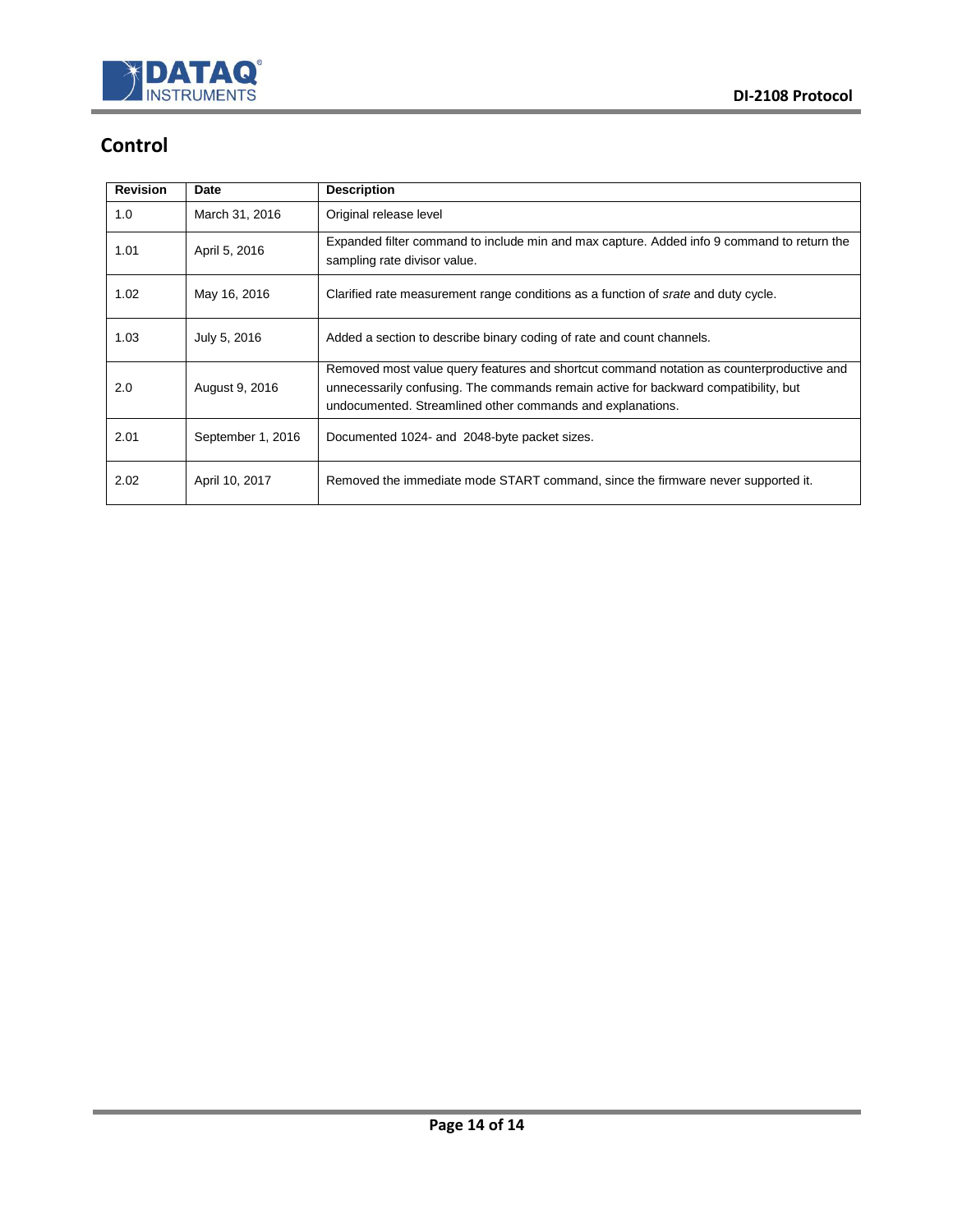## Control

| Revision | Date | Description |
|---|---|---|
| 1.0 | March 31, 2016 | Original release level |
| 1.01 | April 5, 2016 | Expanded filter command to include min and max capture. Added info 9 command to return the sampling rate divisor value. |
| 1.02 | May 16, 2016 | Clarified rate measurement range conditions as a function of *srate* and duty cycle. |
| 1.03 | July 5, 2016 | Added a section to describe binary coding of rate and count channels. |
| 2.0 | August 9, 2016 | Removed most value query features and shortcut command notation as counterproductive and unnecessarily confusing. The commands remain active for backward compatibility, but undocumented. Streamlined other commands and explanations. |
| 2.01 | September 1, 2016 | Documented 1024- and 2048-byte packet sizes. |
| 2.02 | April 10, 2017 | Removed the immediate mode START command, since the firmware never supported it. |